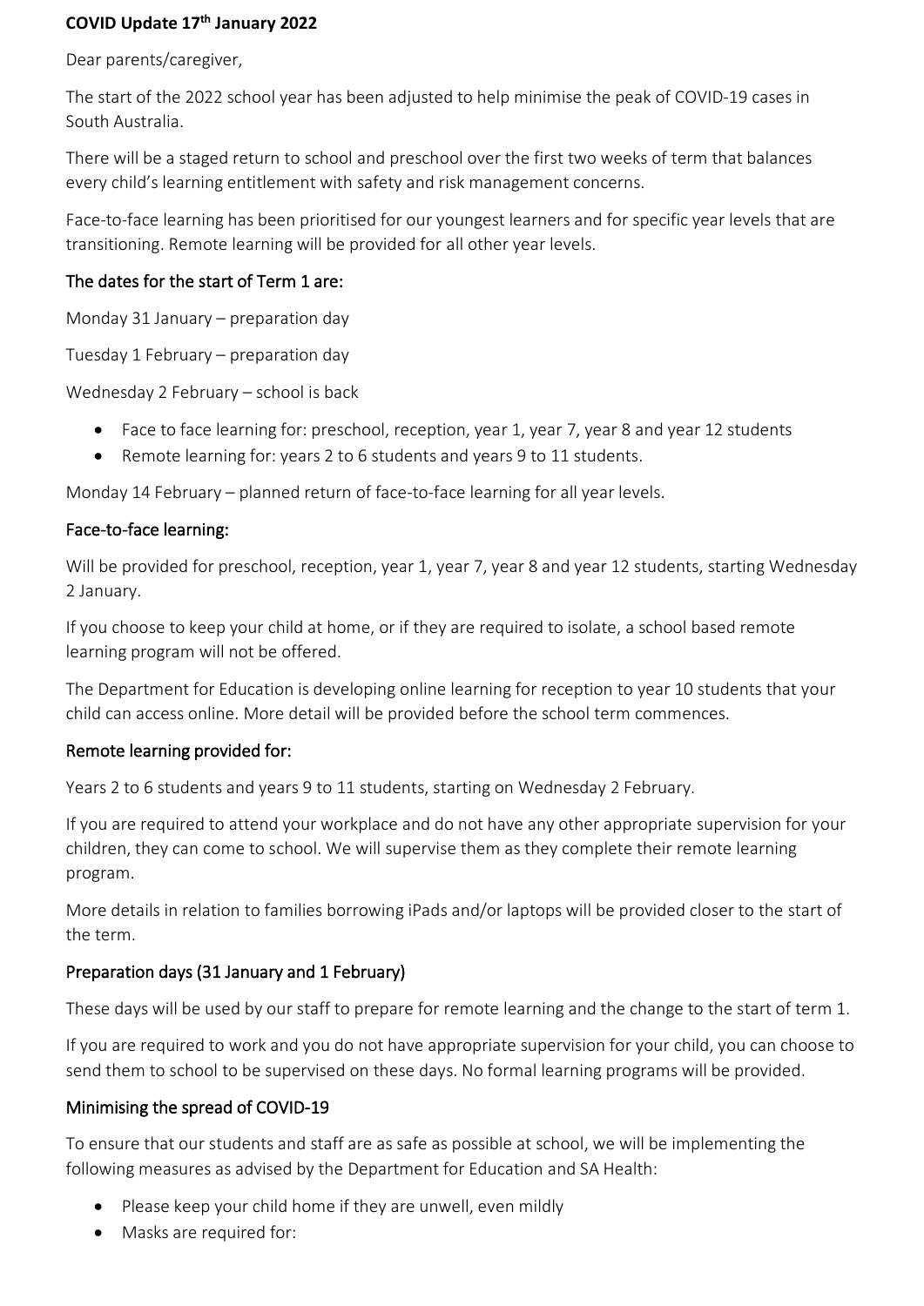**COVID Update 17th January 2022**

Dear parents/caregiver,

The start of the 2022 school year has been adjusted to help minimise the peak of COVID-19 cases in South Australia.

There will be a staged return to school and preschool over the first two weeks of term that balances every child's learning entitlement with safety and risk management concerns.

Face-to-face learning has been prioritised for our youngest learners and for specific year levels that are transitioning. Remote learning will be provided for all other year levels.

## The dates for the start of Term 1 are:

Monday 31 January – preparation day

Tuesday 1 February – preparation day

Wednesday 2 February – school is back

- Face to face learning for: preschool, reception, year 1, year 7, year 8 and year 12 students
- Remote learning for: years 2 to 6 students and years 9 to 11 students.

Monday 14 February – planned return of face-to-face learning for all year levels.

## Face-to-face learning:

Will be provided for preschool, reception, year 1, year 7, year 8 and year 12 students, starting Wednesday 2 January.

If you choose to keep your child at home, or if they are required to isolate, a school based remote learning program will not be offered.

The Department for Education is developing online learning for reception to year 10 students that your child can access online. More detail will be provided before the school term commences.

## Remote learning provided for:

Years 2 to 6 students and years 9 to 11 students, starting on Wednesday 2 February.

If you are required to attend your workplace and do not have any other appropriate supervision for your children, they can come to school. We will supervise them as they complete their remote learning program.

More details in relation to families borrowing iPads and/or laptops will be provided closer to the start of the term.

## Preparation days (31 January and 1 February)

These days will be used by our staff to prepare for remote learning and the change to the start of term 1.

If you are required to work and you do not have appropriate supervision for your child, you can choose to send them to school to be supervised on these days. No formal learning programs will be provided.

## Minimising the spread of COVID-19

To ensure that our students and staff are as safe as possible at school, we will be implementing the following measures as advised by the Department for Education and SA Health:

- Please keep your child home if they are unwell, even mildly
- Masks are required for: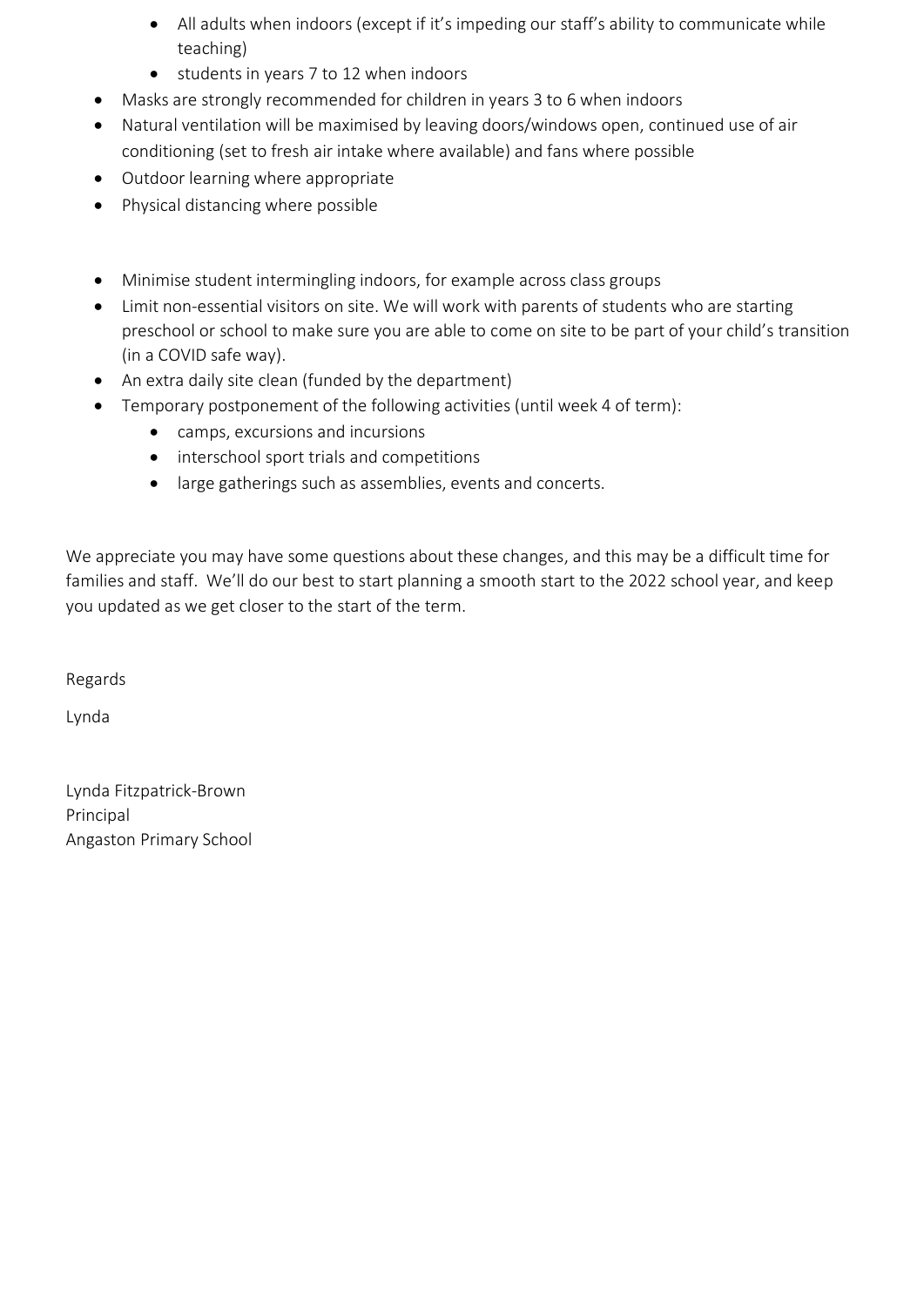- All adults when indoors (except if it's impeding our staff's ability to communicate while teaching)
  - students in years 7 to 12 when indoors
- Masks are strongly recommended for children in years 3 to 6 when indoors
- Natural ventilation will be maximised by leaving doors/windows open, continued use of air conditioning (set to fresh air intake where available) and fans where possible
- Outdoor learning where appropriate
- Physical distancing where possible

- Minimise student intermingling indoors, for example across class groups
- Limit non-essential visitors on site. We will work with parents of students who are starting preschool or school to make sure you are able to come on site to be part of your child's transition (in a COVID safe way).
- An extra daily site clean (funded by the department)
- Temporary postponement of the following activities (until week 4 of term):
  - camps, excursions and incursions
  - interschool sport trials and competitions
  - large gatherings such as assemblies, events and concerts.

We appreciate you may have some questions about these changes, and this may be a difficult time for families and staff. We'll do our best to start planning a smooth start to the 2022 school year, and keep you updated as we get closer to the start of the term.

Regards

Lynda

Lynda Fitzpatrick-Brown
Principal
Angaston Primary School